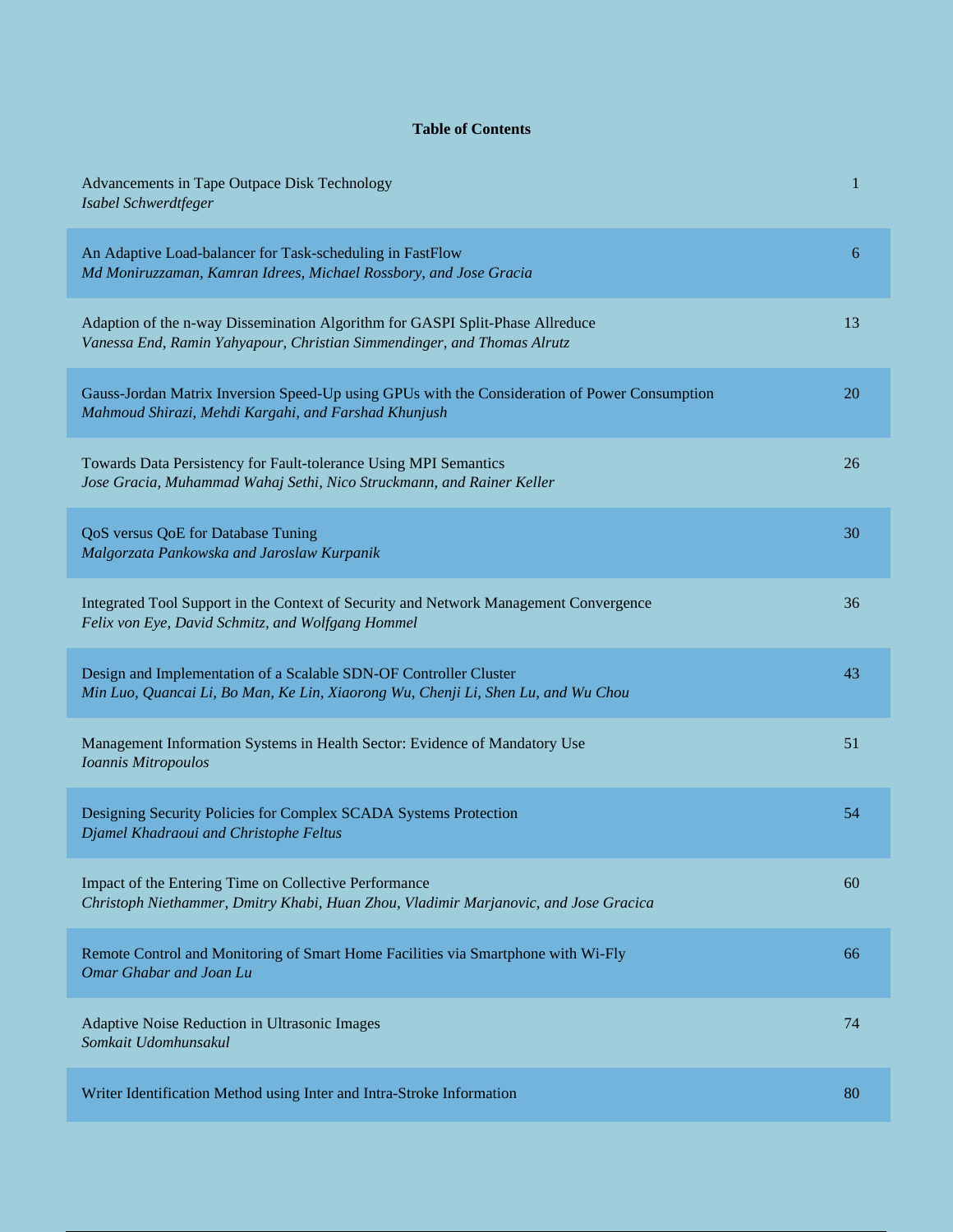**Table of Contents**

| | |
|---|---|
| Advancements in Tape Outpace Disk Technology<br>*Isabel Schwerdtfeger* | 1 |
| An Adaptive Load-balancer for Task-scheduling in FastFlow<br>*Md Moniruzzaman, Kamran Idrees, Michael Rossbory, and Jose Gracia* | 6 |
| Adaption of the n-way Dissemination Algorithm for GASPI Split-Phase Allreduce<br>*Vanessa End, Ramin Yahyapour, Christian Simmendinger, and Thomas Alrutz* | 13 |
| Gauss-Jordan Matrix Inversion Speed-Up using GPUs with the Consideration of Power Consumption<br>*Mahmoud Shirazi, Mehdi Kargahi, and Farshad Khunjush* | 20 |
| Towards Data Persistency for Fault-tolerance Using MPI Semantics<br>*Jose Gracia, Muhammad Wahaj Sethi, Nico Struckmann, and Rainer Keller* | 26 |
| QoS versus QoE for Database Tuning<br>*Malgorzata Pankowska and Jaroslaw Kurpanik* | 30 |
| Integrated Tool Support in the Context of Security and Network Management Convergence<br>*Felix von Eye, David Schmitz, and Wolfgang Hommel* | 36 |
| Design and Implementation of a Scalable SDN-OF Controller Cluster<br>*Min Luo, Quancai Li, Bo Man, Ke Lin, Xiaorong Wu, Chenji Li, Shen Lu, and Wu Chou* | 43 |
| Management Information Systems in Health Sector: Evidence of Mandatory Use<br>*Ioannis Mitropoulos* | 51 |
| Designing Security Policies for Complex SCADA Systems Protection<br>*Djamel Khadraoui and Christophe Feltus* | 54 |
| Impact of the Entering Time on Collective Performance<br>*Christoph Niethammer, Dmitry Khabi, Huan Zhou, Vladimir Marjanovic, and Jose Gracica* | 60 |
| Remote Control and Monitoring of Smart Home Facilities via Smartphone with Wi-Fly<br>*Omar Ghabar and Joan Lu* | 66 |
| Adaptive Noise Reduction in Ultrasonic Images<br>*Somkait Udomhunsakul* | 74 |
| Writer Identification Method using Inter and Intra-Stroke Information | 80 |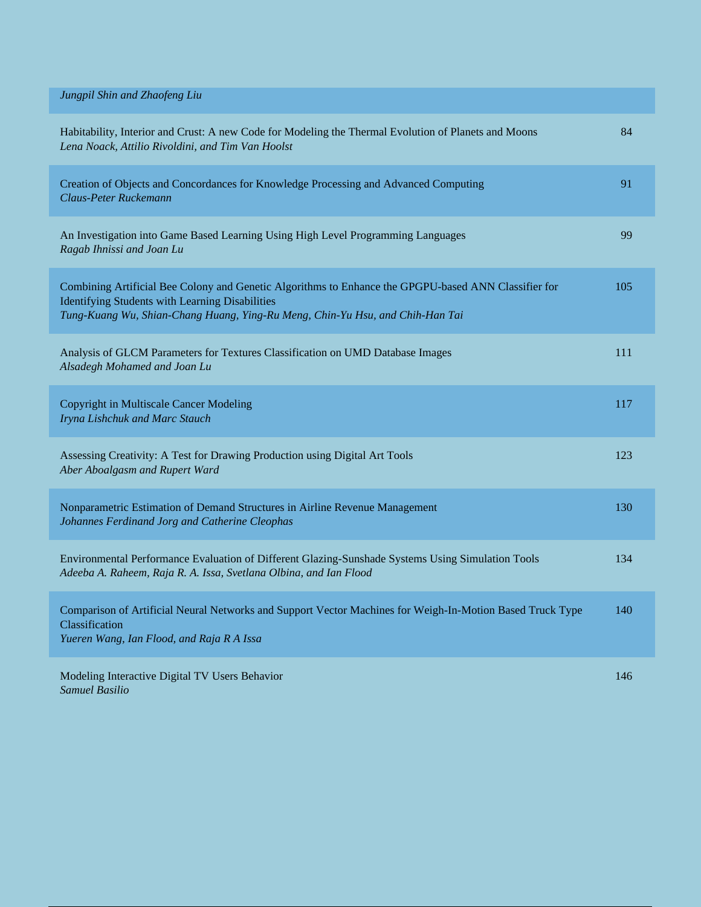*Jungpil Shin and Zhaofeng Liu*

Habitability, Interior and Crust: A new Code for Modeling the Thermal Evolution of Planets and Moons — 84
*Lena Noack, Attilio Rivoldini, and Tim Van Hoolst*

Creation of Objects and Concordances for Knowledge Processing and Advanced Computing — 91
*Claus-Peter Ruckemann*

An Investigation into Game Based Learning Using High Level Programming Languages — 99
*Ragab Ihnissi and Joan Lu*

Combining Artificial Bee Colony and Genetic Algorithms to Enhance the GPGPU-based ANN Classifier for Identifying Students with Learning Disabilities — 105
*Tung-Kuang Wu, Shian-Chang Huang, Ying-Ru Meng, Chin-Yu Hsu, and Chih-Han Tai*

Analysis of GLCM Parameters for Textures Classification on UMD Database Images — 111
*Alsadegh Mohamed and Joan Lu*

Copyright in Multiscale Cancer Modeling — 117
*Iryna Lishchuk and Marc Stauch*

Assessing Creativity: A Test for Drawing Production using Digital Art Tools — 123
*Aber Aboalgasm and Rupert Ward*

Nonparametric Estimation of Demand Structures in Airline Revenue Management — 130
*Johannes Ferdinand Jorg and Catherine Cleophas*

Environmental Performance Evaluation of Different Glazing-Sunshade Systems Using Simulation Tools — 134
*Adeeba A. Raheem, Raja R. A. Issa, Svetlana Olbina, and Ian Flood*

Comparison of Artificial Neural Networks and Support Vector Machines for Weigh-In-Motion Based Truck Type Classification — 140
*Yueren Wang, Ian Flood, and Raja R A Issa*

Modeling Interactive Digital TV Users Behavior — 146
*Samuel Basilio*